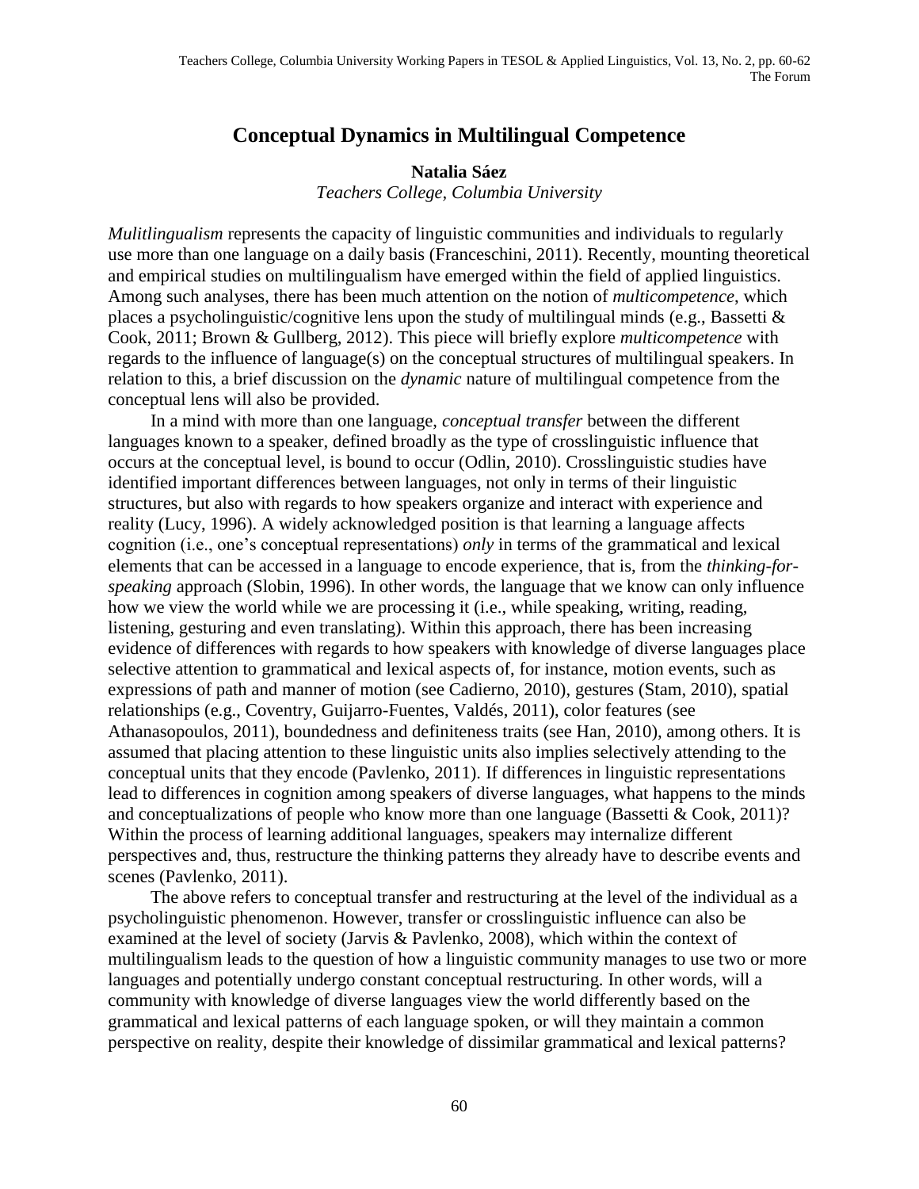# Conceptual Dynamics in Multilingual Competence

**Natalia Sáez**
*Teachers College, Columbia University*

*Mulitlingualism* represents the capacity of linguistic communities and individuals to regularly use more than one language on a daily basis (Franceschini, 2011). Recently, mounting theoretical and empirical studies on multilingualism have emerged within the field of applied linguistics. Among such analyses, there has been much attention on the notion of *multicompetence*, which places a psycholinguistic/cognitive lens upon the study of multilingual minds (e.g., Bassetti & Cook, 2011; Brown & Gullberg, 2012). This piece will briefly explore *multicompetence* with regards to the influence of language(s) on the conceptual structures of multilingual speakers. In relation to this, a brief discussion on the *dynamic* nature of multilingual competence from the conceptual lens will also be provided.

In a mind with more than one language, *conceptual transfer* between the different languages known to a speaker, defined broadly as the type of crosslinguistic influence that occurs at the conceptual level, is bound to occur (Odlin, 2010). Crosslinguistic studies have identified important differences between languages, not only in terms of their linguistic structures, but also with regards to how speakers organize and interact with experience and reality (Lucy, 1996). A widely acknowledged position is that learning a language affects cognition (i.e., one's conceptual representations) *only* in terms of the grammatical and lexical elements that can be accessed in a language to encode experience, that is, from the *thinking-for-speaking* approach (Slobin, 1996). In other words, the language that we know can only influence how we view the world while we are processing it (i.e., while speaking, writing, reading, listening, gesturing and even translating). Within this approach, there has been increasing evidence of differences with regards to how speakers with knowledge of diverse languages place selective attention to grammatical and lexical aspects of, for instance, motion events, such as expressions of path and manner of motion (see Cadierno, 2010), gestures (Stam, 2010), spatial relationships (e.g., Coventry, Guijarro-Fuentes, Valdés, 2011), color features (see Athanasopoulos, 2011), boundedness and definiteness traits (see Han, 2010), among others. It is assumed that placing attention to these linguistic units also implies selectively attending to the conceptual units that they encode (Pavlenko, 2011). If differences in linguistic representations lead to differences in cognition among speakers of diverse languages, what happens to the minds and conceptualizations of people who know more than one language (Bassetti & Cook, 2011)? Within the process of learning additional languages, speakers may internalize different perspectives and, thus, restructure the thinking patterns they already have to describe events and scenes (Pavlenko, 2011).

The above refers to conceptual transfer and restructuring at the level of the individual as a psycholinguistic phenomenon. However, transfer or crosslinguistic influence can also be examined at the level of society (Jarvis & Pavlenko, 2008), which within the context of multilingualism leads to the question of how a linguistic community manages to use two or more languages and potentially undergo constant conceptual restructuring. In other words, will a community with knowledge of diverse languages view the world differently based on the grammatical and lexical patterns of each language spoken, or will they maintain a common perspective on reality, despite their knowledge of dissimilar grammatical and lexical patterns?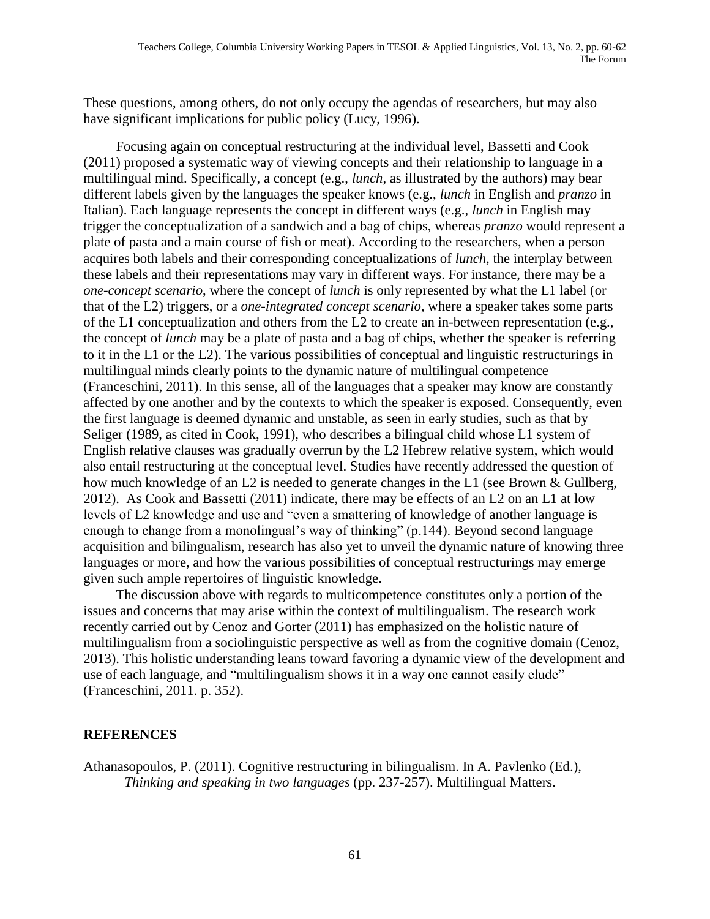These questions, among others, do not only occupy the agendas of researchers, but may also have significant implications for public policy (Lucy, 1996).

Focusing again on conceptual restructuring at the individual level, Bassetti and Cook (2011) proposed a systematic way of viewing concepts and their relationship to language in a multilingual mind. Specifically, a concept (e.g., *lunch*, as illustrated by the authors) may bear different labels given by the languages the speaker knows (e.g., *lunch* in English and *pranzo* in Italian). Each language represents the concept in different ways (e.g., *lunch* in English may trigger the conceptualization of a sandwich and a bag of chips, whereas *pranzo* would represent a plate of pasta and a main course of fish or meat). According to the researchers, when a person acquires both labels and their corresponding conceptualizations of *lunch*, the interplay between these labels and their representations may vary in different ways. For instance, there may be a *one-concept scenario*, where the concept of *lunch* is only represented by what the L1 label (or that of the L2) triggers, or a *one-integrated concept scenario*, where a speaker takes some parts of the L1 conceptualization and others from the L2 to create an in-between representation (e.g., the concept of *lunch* may be a plate of pasta and a bag of chips, whether the speaker is referring to it in the L1 or the L2). The various possibilities of conceptual and linguistic restructurings in multilingual minds clearly points to the dynamic nature of multilingual competence (Franceschini, 2011). In this sense, all of the languages that a speaker may know are constantly affected by one another and by the contexts to which the speaker is exposed. Consequently, even the first language is deemed dynamic and unstable, as seen in early studies, such as that by Seliger (1989, as cited in Cook, 1991), who describes a bilingual child whose L1 system of English relative clauses was gradually overrun by the L2 Hebrew relative system, which would also entail restructuring at the conceptual level. Studies have recently addressed the question of how much knowledge of an L2 is needed to generate changes in the L1 (see Brown & Gullberg, 2012). As Cook and Bassetti (2011) indicate, there may be effects of an L2 on an L1 at low levels of L2 knowledge and use and "even a smattering of knowledge of another language is enough to change from a monolingual's way of thinking" (p.144). Beyond second language acquisition and bilingualism, research has also yet to unveil the dynamic nature of knowing three languages or more, and how the various possibilities of conceptual restructurings may emerge given such ample repertoires of linguistic knowledge.

The discussion above with regards to multicompetence constitutes only a portion of the issues and concerns that may arise within the context of multilingualism. The research work recently carried out by Cenoz and Gorter (2011) has emphasized on the holistic nature of multilingualism from a sociolinguistic perspective as well as from the cognitive domain (Cenoz, 2013). This holistic understanding leans toward favoring a dynamic view of the development and use of each language, and "multilingualism shows it in a way one cannot easily elude" (Franceschini, 2011. p. 352).

## REFERENCES

Athanasopoulos, P. (2011). Cognitive restructuring in bilingualism. In A. Pavlenko (Ed.), *Thinking and speaking in two languages* (pp. 237-257). Multilingual Matters.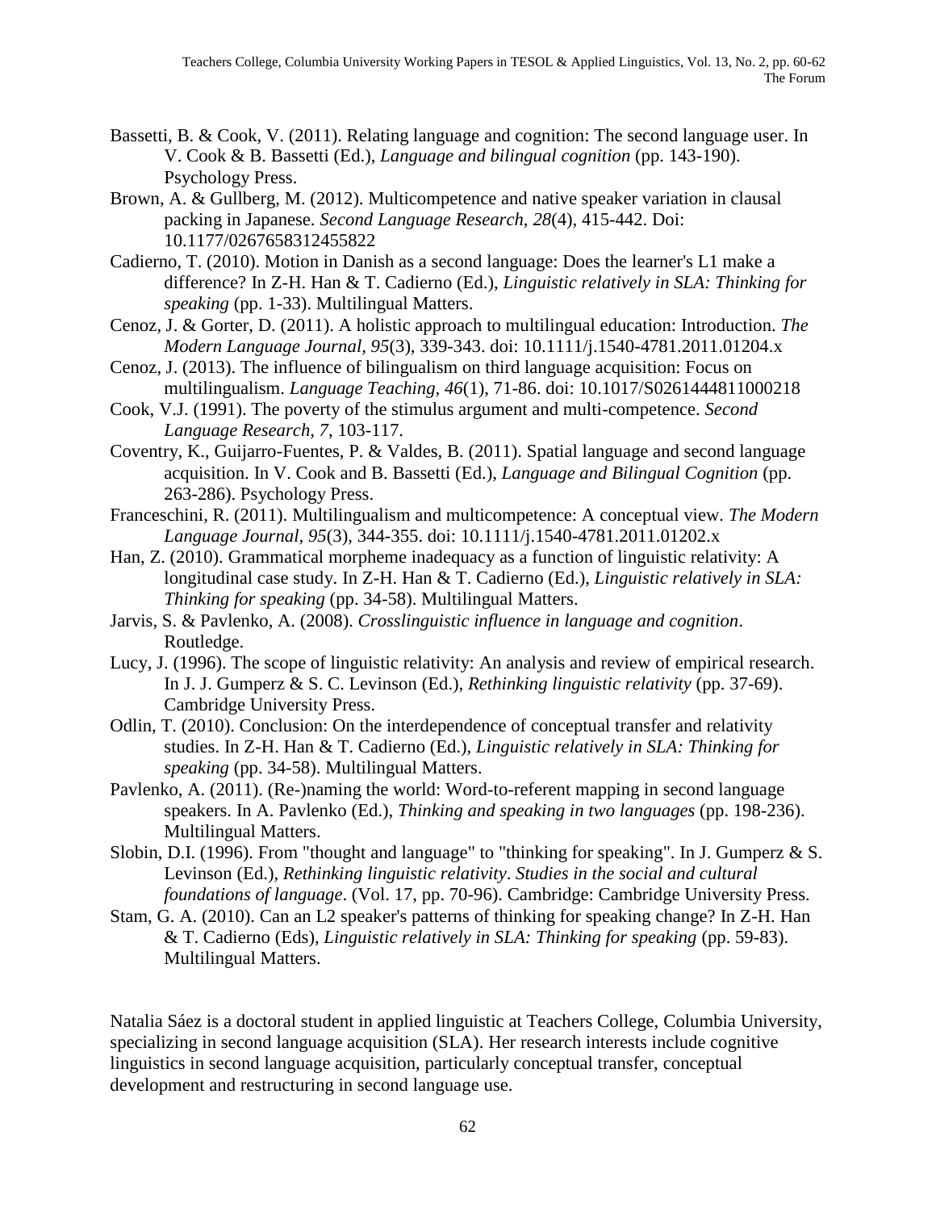Bassetti, B. & Cook, V. (2011). Relating language and cognition: The second language user. In V. Cook & B. Bassetti (Ed.), *Language and bilingual cognition* (pp. 143-190). Psychology Press.

Brown, A. & Gullberg, M. (2012). Multicompetence and native speaker variation in clausal packing in Japanese. *Second Language Research*, *28*(4), 415-442. Doi: 10.1177/0267658312455822

Cadierno, T. (2010). Motion in Danish as a second language: Does the learner's L1 make a difference? In Z-H. Han & T. Cadierno (Ed.), *Linguistic relatively in SLA: Thinking for speaking* (pp. 1-33). Multilingual Matters.

Cenoz, J. & Gorter, D. (2011). A holistic approach to multilingual education: Introduction. *The Modern Language Journal*, *95*(3), 339-343. doi: 10.1111/j.1540-4781.2011.01204.x

Cenoz, J. (2013). The influence of bilingualism on third language acquisition: Focus on multilingualism. *Language Teaching*, *46*(1), 71-86. doi: 10.1017/S0261444811000218

Cook, V.J. (1991). The poverty of the stimulus argument and multi-competence. *Second Language Research*, *7*, 103-117.

Coventry, K., Guijarro-Fuentes, P. & Valdes, B. (2011). Spatial language and second language acquisition. In V. Cook and B. Bassetti (Ed.), *Language and Bilingual Cognition* (pp. 263-286). Psychology Press.

Franceschini, R. (2011). Multilingualism and multicompetence: A conceptual view. *The Modern Language Journal*, *95*(3), 344-355. doi: 10.1111/j.1540-4781.2011.01202.x

Han, Z. (2010). Grammatical morpheme inadequacy as a function of linguistic relativity: A longitudinal case study. In Z-H. Han & T. Cadierno (Ed.), *Linguistic relatively in SLA: Thinking for speaking* (pp. 34-58). Multilingual Matters.

Jarvis, S. & Pavlenko, A. (2008). *Crosslinguistic influence in language and cognition*. Routledge.

Lucy, J. (1996). The scope of linguistic relativity: An analysis and review of empirical research. In J. J. Gumperz & S. C. Levinson (Ed.), *Rethinking linguistic relativity* (pp. 37-69). Cambridge University Press.

Odlin, T. (2010). Conclusion: On the interdependence of conceptual transfer and relativity studies. In Z-H. Han & T. Cadierno (Ed.), *Linguistic relatively in SLA: Thinking for speaking* (pp. 34-58). Multilingual Matters.

Pavlenko, A. (2011). (Re-)naming the world: Word-to-referent mapping in second language speakers. In A. Pavlenko (Ed.), *Thinking and speaking in two languages* (pp. 198-236). Multilingual Matters.

Slobin, D.I. (1996). From "thought and language" to "thinking for speaking". In J. Gumperz & S. Levinson (Ed.), *Rethinking linguistic relativity*. *Studies in the social and cultural foundations of language*. (Vol. 17, pp. 70-96). Cambridge: Cambridge University Press.

Stam, G. A. (2010). Can an L2 speaker's patterns of thinking for speaking change? In Z-H. Han & T. Cadierno (Eds), *Linguistic relatively in SLA: Thinking for speaking* (pp. 59-83). Multilingual Matters.

Natalia Sáez is a doctoral student in applied linguistic at Teachers College, Columbia University, specializing in second language acquisition (SLA). Her research interests include cognitive linguistics in second language acquisition, particularly conceptual transfer, conceptual development and restructuring in second language use.